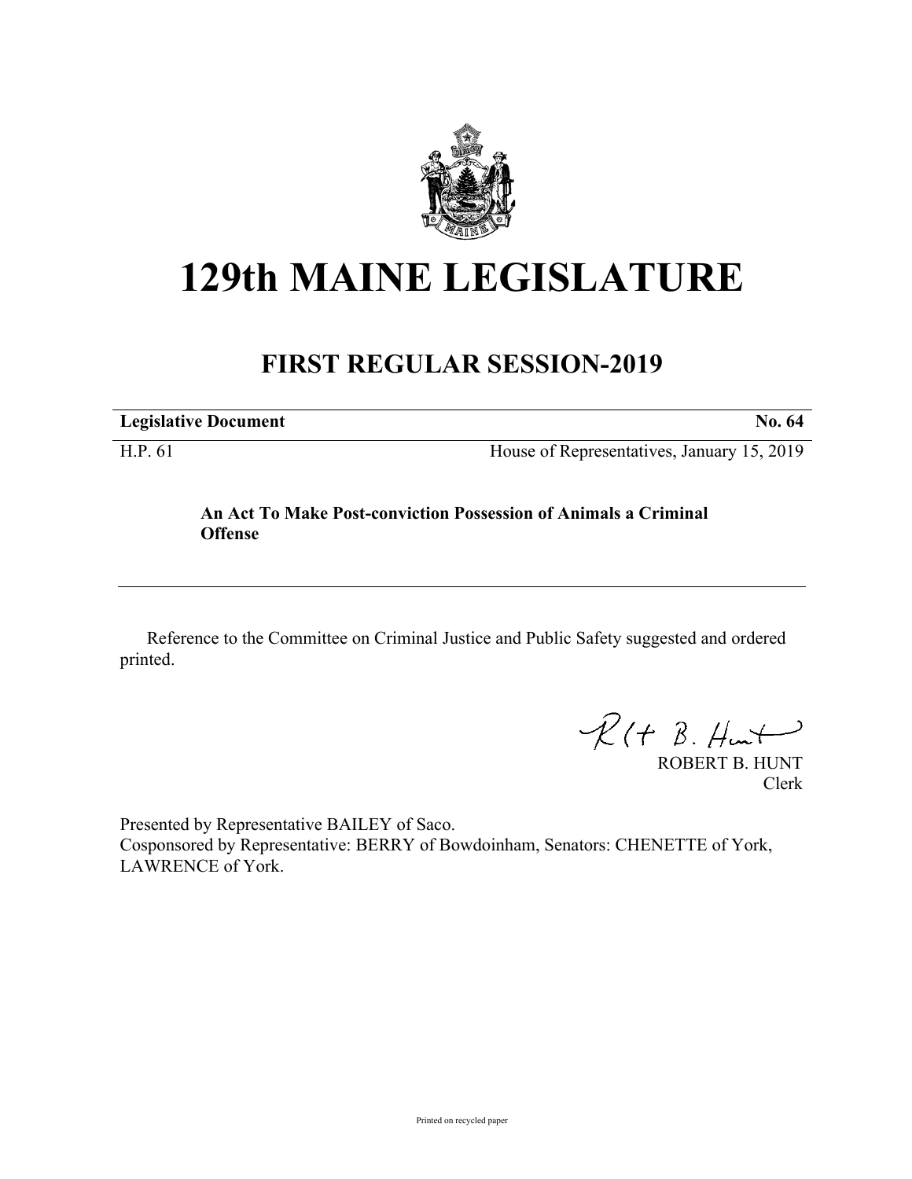# 129th MAINE LEGISLATURE

## FIRST REGULAR SESSION-2019

| **Legislative Document** | **No. 64** |
|---|---|
| H.P. 61 | House of Representatives, January 15, 2019 |

**An Act To Make Post-conviction Possession of Animals a Criminal Offense**

---

Reference to the Committee on Criminal Justice and Public Safety suggested and ordered printed.

ROBERT B. HUNT
Clerk

Presented by Representative BAILEY of Saco.
Cosponsored by Representative: BERRY of Bowdoinham, Senators: CHENETTE of York, LAWRENCE of York.

Printed on recycled paper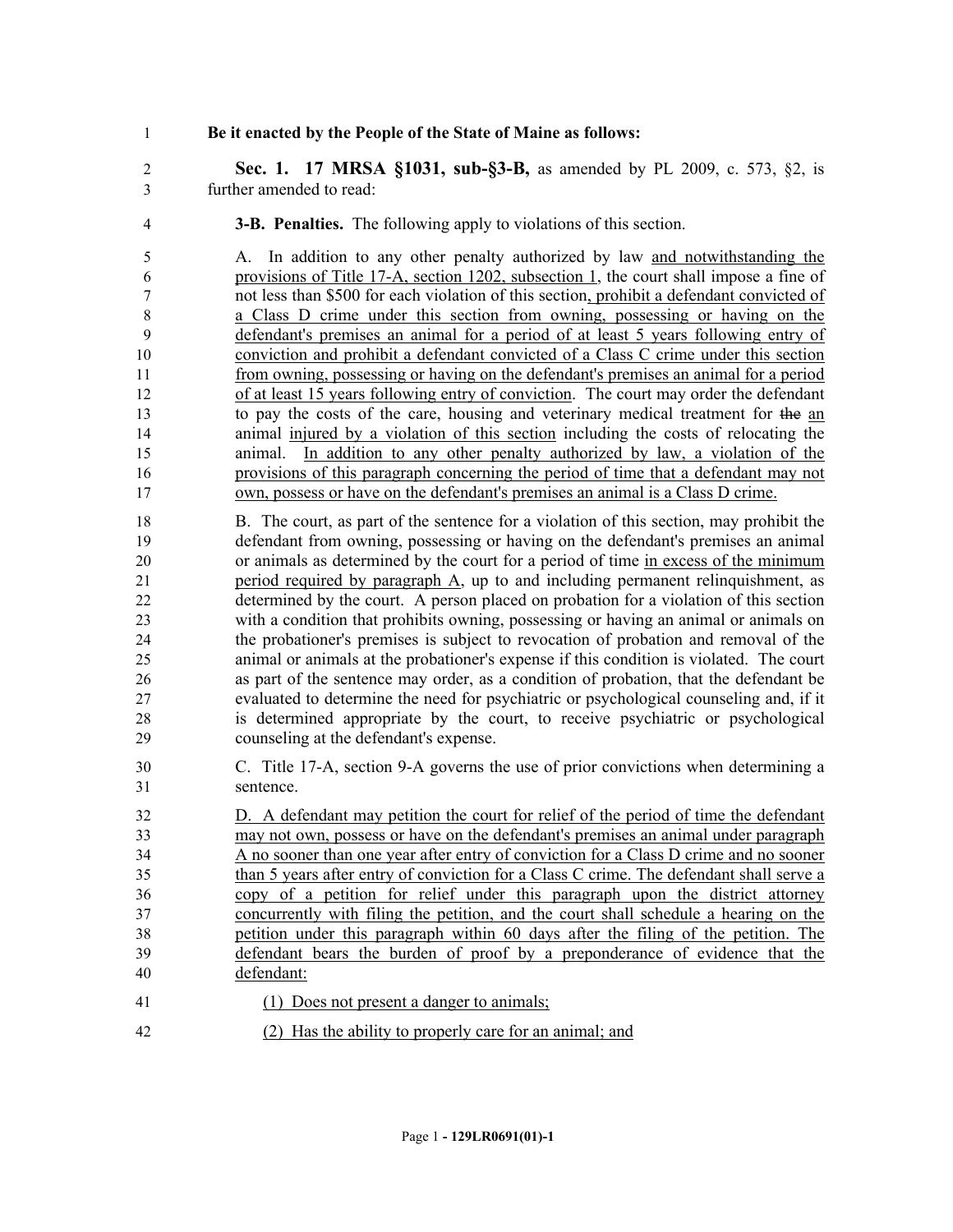**Be it enacted by the People of the State of Maine as follows:**

**Sec. 1. 17 MRSA §1031, sub-§3-B,** as amended by PL 2009, c. 573, §2, is further amended to read:

**3-B. Penalties.** The following apply to violations of this section.

A. In addition to any other penalty authorized by law and notwithstanding the provisions of Title 17-A, section 1202, subsection 1, the court shall impose a fine of not less than $500 for each violation of this section, prohibit a defendant convicted of a Class D crime under this section from owning, possessing or having on the defendant's premises an animal for a period of at least 5 years following entry of conviction and prohibit a defendant convicted of a Class C crime under this section from owning, possessing or having on the defendant's premises an animal for a period of at least 15 years following entry of conviction. The court may order the defendant to pay the costs of the care, housing and veterinary medical treatment for ~~the~~ an animal injured by a violation of this section including the costs of relocating the animal. In addition to any other penalty authorized by law, a violation of the provisions of this paragraph concerning the period of time that a defendant may not own, possess or have on the defendant's premises an animal is a Class D crime.

B. The court, as part of the sentence for a violation of this section, may prohibit the defendant from owning, possessing or having on the defendant's premises an animal or animals as determined by the court for a period of time in excess of the minimum period required by paragraph A, up to and including permanent relinquishment, as determined by the court. A person placed on probation for a violation of this section with a condition that prohibits owning, possessing or having an animal or animals on the probationer's premises is subject to revocation of probation and removal of the animal or animals at the probationer's expense if this condition is violated. The court as part of the sentence may order, as a condition of probation, that the defendant be evaluated to determine the need for psychiatric or psychological counseling and, if it is determined appropriate by the court, to receive psychiatric or psychological counseling at the defendant's expense.

C. Title 17-A, section 9-A governs the use of prior convictions when determining a sentence.

D. A defendant may petition the court for relief of the period of time the defendant may not own, possess or have on the defendant's premises an animal under paragraph A no sooner than one year after entry of conviction for a Class D crime and no sooner than 5 years after entry of conviction for a Class C crime. The defendant shall serve a copy of a petition for relief under this paragraph upon the district attorney concurrently with filing the petition, and the court shall schedule a hearing on the petition under this paragraph within 60 days after the filing of the petition. The defendant bears the burden of proof by a preponderance of evidence that the defendant:

(1) Does not present a danger to animals;

(2) Has the ability to properly care for an animal; and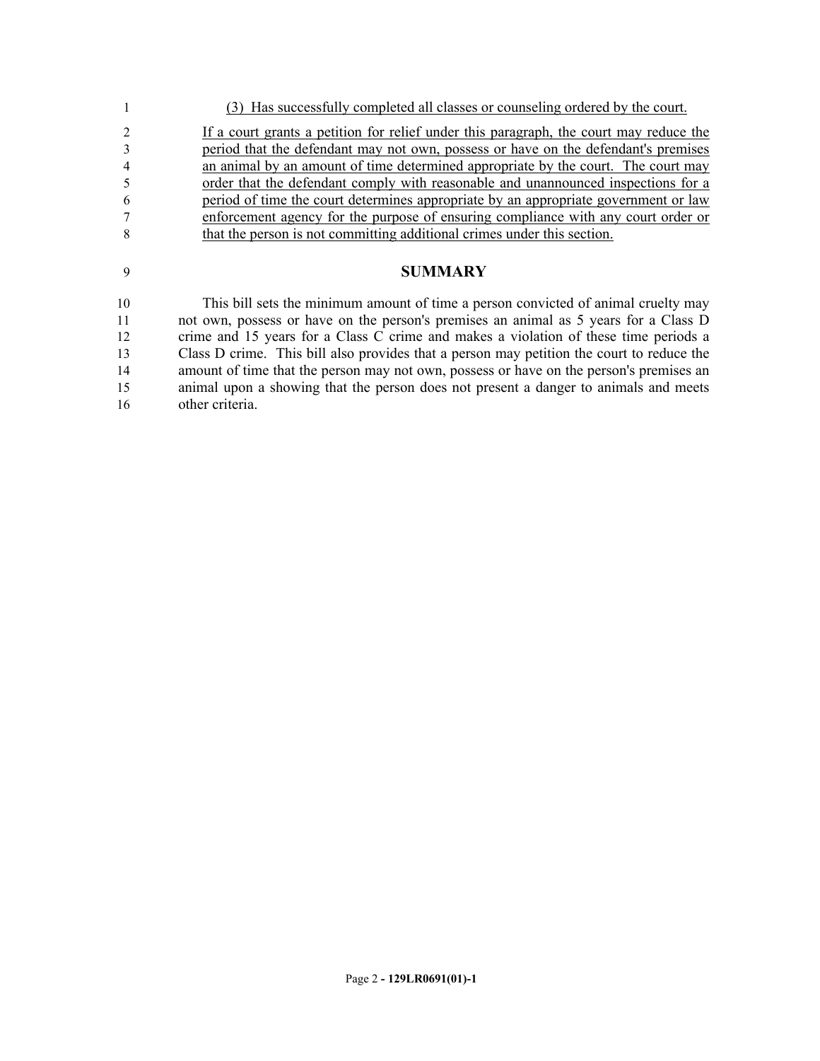(3) Has successfully completed all classes or counseling ordered by the court.

If a court grants a petition for relief under this paragraph, the court may reduce the period that the defendant may not own, possess or have on the defendant's premises an animal by an amount of time determined appropriate by the court. The court may order that the defendant comply with reasonable and unannounced inspections for a period of time the court determines appropriate by an appropriate government or law enforcement agency for the purpose of ensuring compliance with any court order or that the person is not committing additional crimes under this section.

## SUMMARY

This bill sets the minimum amount of time a person convicted of animal cruelty may not own, possess or have on the person's premises an animal as 5 years for a Class D crime and 15 years for a Class C crime and makes a violation of these time periods a Class D crime. This bill also provides that a person may petition the court to reduce the amount of time that the person may not own, possess or have on the person's premises an animal upon a showing that the person does not present a danger to animals and meets other criteria.